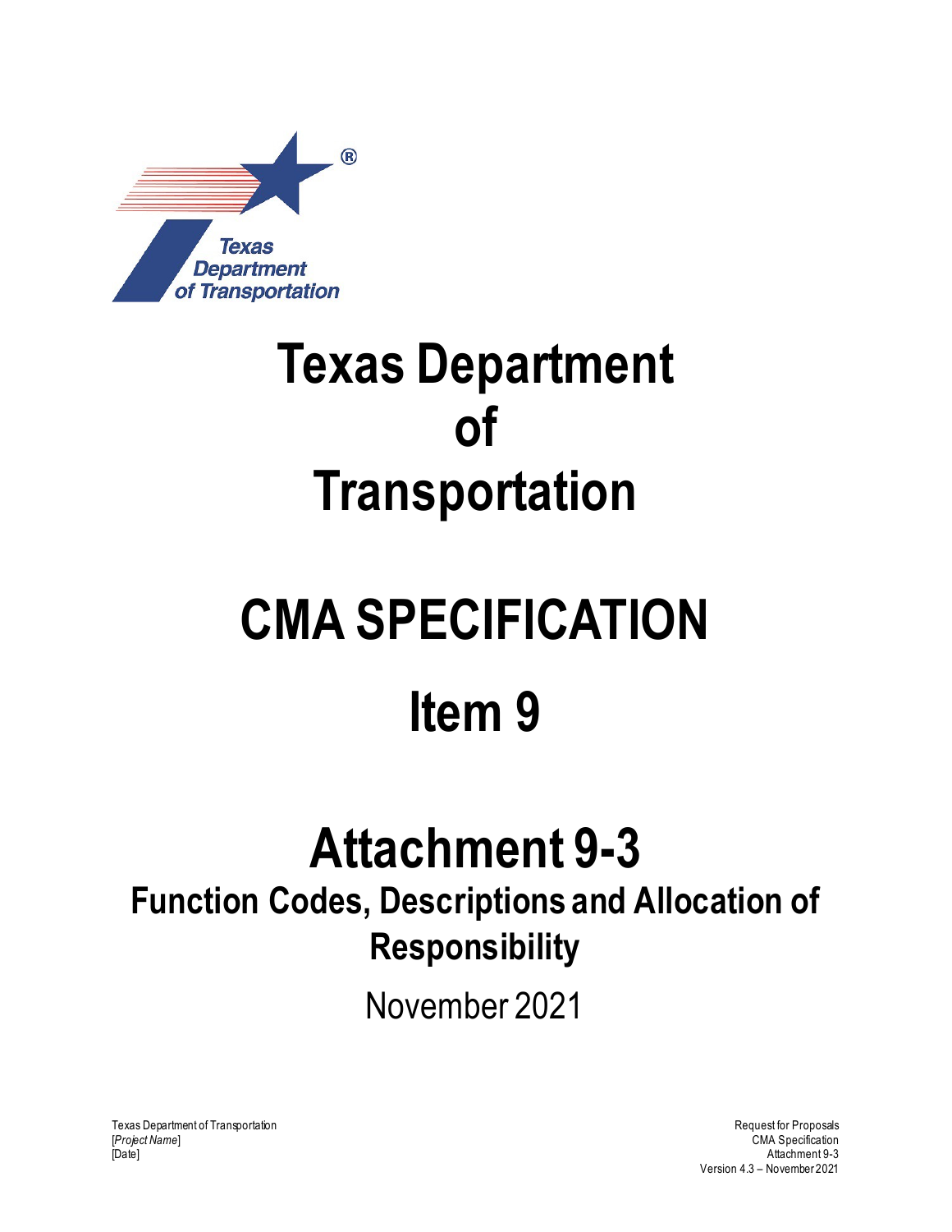# Texas Department of Transportation

# CMA SPECIFICATION

# Item 9

# Attachment 9-3

## Function Codes, Descriptions and Allocation of Responsibility

November 2021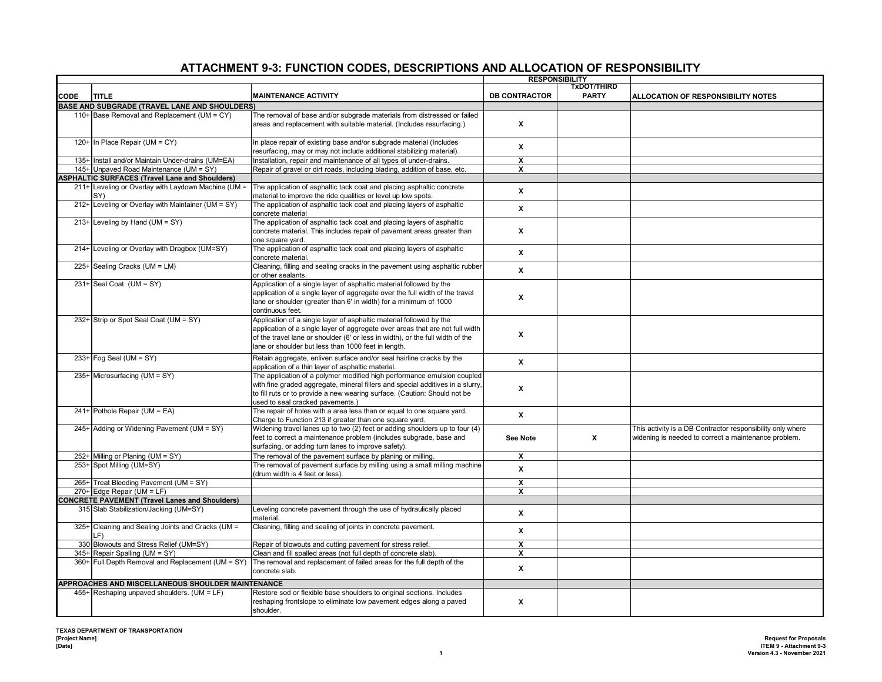# ATTACHMENT 9-3: FUNCTION CODES, DESCRIPTIONS AND ALLOCATION OF RESPONSIBILITY

| CODE | TITLE | MAINTENANCE ACTIVITY | RESPONSIBILITY DB CONTRACTOR | RESPONSIBILITY TxDOT/THIRD PARTY | ALLOCATION OF RESPONSIBILITY NOTES |
|---|---|---|---|---|---|
| **BASE AND SUBGRADE (TRAVEL LANE AND SHOULDERS)** | | | | | |
| 110+ | Base Removal and Replacement (UM = CY) | The removal of base and/or subgrade materials from distressed or failed areas and replacement with suitable material. (Includes resurfacing.) | X | | |
| 120+ | In Place Repair (UM = CY) | In place repair of existing base and/or subgrade material (Includes resurfacing, may or may not include additional stabilizing material). | X | | |
| 135+ | Install and/or Maintain Under-drains (UM=EA) | Installation, repair and maintenance of all types of under-drains. | X | | |
| 145+ | Unpaved Road Maintenance (UM = SY) | Repair of gravel or dirt roads, including blading, addition of base, etc. | X | | |
| **ASPHALTIC SURFACES (Travel Lane and Shoulders)** | | | | | |
| 211+ | Leveling or Overlay with Laydown Machine (UM = SY) | The application of asphaltic tack coat and placing asphaltic concrete material to improve the ride qualities or level up low spots. | X | | |
| 212+ | Leveling or Overlay with Maintainer (UM = SY) | The application of asphaltic tack coat and placing layers of asphaltic concrete material | X | | |
| 213+ | Leveling by Hand (UM = SY) | The application of asphaltic tack coat and placing layers of asphaltic concrete material. This includes repair of pavement areas greater than one square yard. | X | | |
| 214+ | Leveling or Overlay with Dragbox (UM=SY) | The application of asphaltic tack coat and placing layers of asphaltic concrete material. | X | | |
| 225+ | Sealing Cracks (UM = LM) | Cleaning, filling and sealing cracks in the pavement using asphaltic rubber or other sealants. | X | | |
| 231+ | Seal Coat (UM = SY) | Application of a single layer of asphaltic material followed by the application of a single layer of aggregate over the full width of the travel lane or shoulder (greater than 6' in width) for a minimum of 1000 continuous feet. | X | | |
| 232+ | Strip or Spot Seal Coat (UM = SY) | Application of a single layer of asphaltic material followed by the application of a single layer of aggregate over areas that are not full width of the travel lane or shoulder (6' or less in width), or the full width of the lane or shoulder but less than 1000 feet in length. | X | | |
| 233+ | Fog Seal (UM = SY) | Retain aggregate, enliven surface and/or seal hairline cracks by the application of a thin layer of asphaltic material. | X | | |
| 235+ | Microsurfacing (UM = SY) | The application of a polymer modified high performance emulsion coupled with fine graded aggregate, mineral fillers and special additives in a slurry, to fill ruts or to provide a new wearing surface. (Caution: Should not be used to seal cracked pavements.) | X | | |
| 241+ | Pothole Repair (UM = EA) | The repair of holes with a area less than or equal to one square yard. Charge to Function 213 if greater than one square yard. | X | | |
| 245+ | Adding or Widening Pavement (UM = SY) | Widening travel lanes up to two (2) feet or adding shoulders up to four (4) feet to correct a maintenance problem (includes subgrade, base and surfacing, or adding turn lanes to improve safety). | **See Note** | X | This activity is a DB Contractor responsibility only where widening is needed to correct a maintenance problem. |
| 252+ | Milling or Planing (UM = SY) | The removal of the pavement surface by planing or milling. | X | | |
| 253+ | Spot Milling (UM=SY) | The removal of the pavement surface by milling using a small milling machine (drum width is 4 feet or less). | X | | |
| 265+ | Treat Bleeding Pavement (UM = SY) | | X | | |
| 270+ | Edge Repair (UM = LF) | | X | | |
| **CONCRETE PAVEMENT (Travel Lanes and Shoulders)** | | | | | |
| 315 | Slab Stabilization/Jacking (UM=SY) | Leveling concrete pavement through the use of hydraulically placed material. | X | | |
| 325+ | Cleaning and Sealing Joints and Cracks (UM = LF) | Cleaning, filling and sealing of joints in concrete pavement. | X | | |
| 330 | Blowouts and Stress Relief (UM=SY) | Repair of blowouts and cutting pavement for stress relief. | X | | |
| 345+ | Repair Spalling (UM = SY) | Clean and fill spalled areas (not full depth of concrete slab). | X | | |
| 360+ | Full Depth Removal and Replacement (UM = SY) | The removal and replacement of failed areas for the full depth of the concrete slab. | X | | |
| **APPROACHES AND MISCELLANEOUS SHOULDER MAINTENANCE** | | | | | |
| 455+ | Reshaping unpaved shoulders. (UM = LF) | Restore sod or flexible base shoulders to original sections. Includes reshaping frontslope to eliminate low pavement edges along a paved shoulder. | X | | |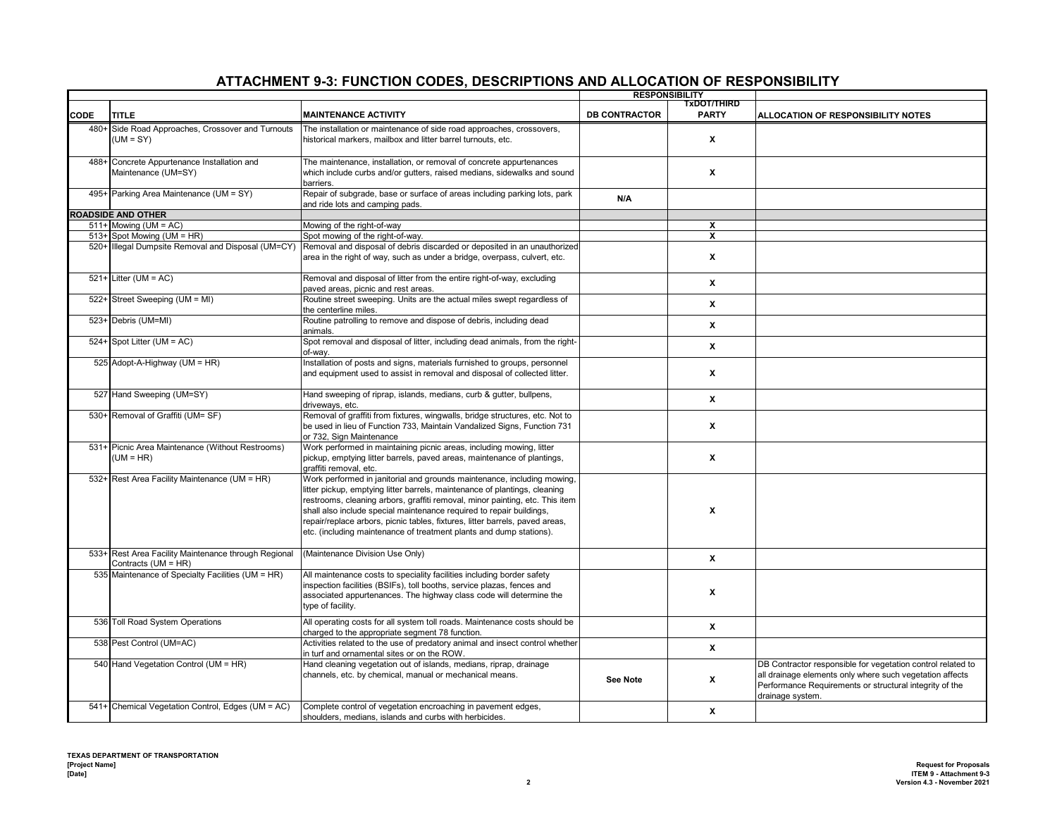# ATTACHMENT 9-3: FUNCTION CODES, DESCRIPTIONS AND ALLOCATION OF RESPONSIBILITY

| CODE | TITLE | MAINTENANCE ACTIVITY | RESPONSIBILITY | | ALLOCATION OF RESPONSIBILITY NOTES |
|---|---|---|---|---|---|
| | | | DB CONTRACTOR | TxDOT/THIRD PARTY | |
| 480+ | Side Road Approaches, Crossover and Turnouts (UM = SY) | The installation or maintenance of side road approaches, crossovers, historical markers, mailbox and litter barrel turnouts, etc. | | X | |
| 488+ | Concrete Appurtenance Installation and Maintenance (UM=SY) | The maintenance, installation, or removal of concrete appurtenances which include curbs and/or gutters, raised medians, sidewalks and sound barriers. | | X | |
| 495+ | Parking Area Maintenance (UM = SY) | Repair of subgrade, base or surface of areas including parking lots, park and ride lots and camping pads. | N/A | | |
| **ROADSIDE AND OTHER** | | | | | |
| 511+ | Mowing (UM = AC) | Mowing of the right-of-way | | X | |
| 513+ | Spot Mowing (UM = HR) | Spot mowing of the right-of-way. | | X | |
| 520+ | Illegal Dumpsite Removal and Disposal (UM=CY) | Removal and disposal of debris discarded or deposited in an unauthorized area in the right of way, such as under a bridge, overpass, culvert, etc. | | X | |
| 521+ | Litter (UM = AC) | Removal and disposal of litter from the entire right-of-way, excluding paved areas, picnic and rest areas. | | X | |
| 522+ | Street Sweeping (UM = MI) | Routine street sweeping. Units are the actual miles swept regardless of the centerline miles. | | X | |
| 523+ | Debris (UM=MI) | Routine patrolling to remove and dispose of debris, including dead animals. | | X | |
| 524+ | Spot Litter (UM = AC) | Spot removal and disposal of litter, including dead animals, from the right-of-way. | | X | |
| 525 | Adopt-A-Highway (UM = HR) | Installation of posts and signs, materials furnished to groups, personnel and equipment used to assist in removal and disposal of collected litter. | | X | |
| 527 | Hand Sweeping (UM=SY) | Hand sweeping of riprap, islands, medians, curb & gutter, bullpens, driveways, etc. | | X | |
| 530+ | Removal of Graffiti (UM= SF) | Removal of graffiti from fixtures, wingwalls, bridge structures, etc. Not to be used in lieu of Function 733, Maintain Vandalized Signs, Function 731 or 732, Sign Maintenance | | X | |
| 531+ | Picnic Area Maintenance (Without Restrooms) (UM = HR) | Work performed in maintaining picnic areas, including mowing, litter pickup, emptying litter barrels, paved areas, maintenance of plantings, graffiti removal, etc. | | X | |
| 532+ | Rest Area Facility Maintenance (UM = HR) | Work performed in janitorial and grounds maintenance, including mowing, litter pickup, emptying litter barrels, maintenance of plantings, cleaning restrooms, cleaning arbors, graffiti removal, minor painting, etc. This item shall also include special maintenance required to repair buildings, repair/replace arbors, picnic tables, fixtures, litter barrels, paved areas, etc. (including maintenance of treatment plants and dump stations). | | X | |
| 533+ | Rest Area Facility Maintenance through Regional Contracts (UM = HR) | (Maintenance Division Use Only) | | X | |
| 535 | Maintenance of Specialty Facilities (UM = HR) | All maintenance costs to speciality facilities including border safety inspection facilities (BSIFs), toll booths, service plazas, fences and associated appurtenances. The highway class code will determine the type of facility. | | X | |
| 536 | Toll Road System Operations | All operating costs for all system toll roads. Maintenance costs should be charged to the appropriate segment 78 function. | | X | |
| 538 | Pest Control (UM=AC) | Activities related to the use of predatory animal and insect control whether in turf and ornamental sites or on the ROW. | | X | |
| 540 | Hand Vegetation Control (UM = HR) | Hand cleaning vegetation out of islands, medians, riprap, drainage channels, etc. by chemical, manual or mechanical means. | See Note | X | DB Contractor responsible for vegetation control related to all drainage elements only where such vegetation affects Performance Requirements or structural integrity of the drainage system. |
| 541+ | Chemical Vegetation Control, Edges (UM = AC) | Complete control of vegetation encroaching in pavement edges, shoulders, medians, islands and curbs with herbicides. | | X | |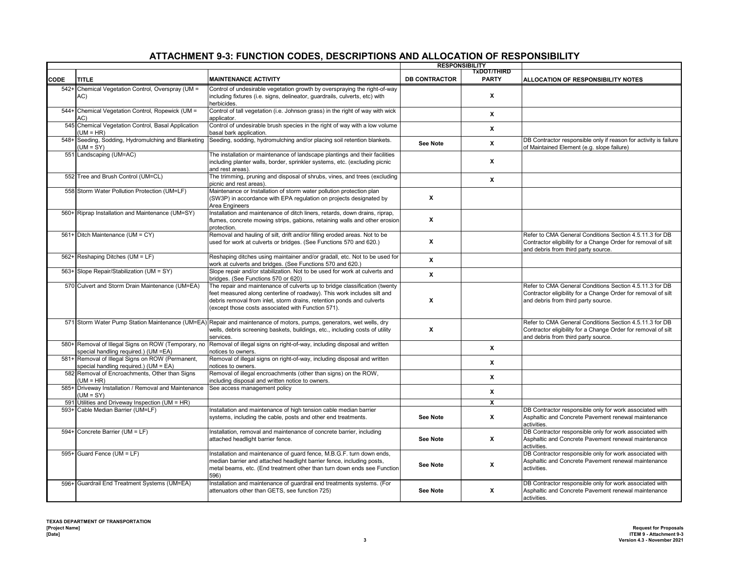# ATTACHMENT 9-3: FUNCTION CODES, DESCRIPTIONS AND ALLOCATION OF RESPONSIBILITY

| CODE | TITLE | MAINTENANCE ACTIVITY | RESPONSIBILITY DB CONTRACTOR | RESPONSIBILITY TxDOT/THIRD PARTY | ALLOCATION OF RESPONSIBILITY NOTES |
|---|---|---|---|---|---|
| 542+ | Chemical Vegetation Control, Overspray (UM = AC) | Control of undesirable vegetation growth by overspraying the right-of-way including fixtures (i.e. signs, delineator, guardrails, culverts, etc) with herbicides. | | X | |
| 544+ | Chemical Vegetation Control, Ropewick (UM = AC) | Control of tall vegetation (i.e. Johnson grass) in the right of way with wick applicator. | | X | |
| 545 | Chemical Vegetation Control, Basal Application (UM = HR) | Control of undesirable brush species in the right of way with a low volume basal bark application. | | X | |
| 548+ | Seeding, Sodding, Hydromulching and Blanketing (UM = SY) | Seeding, sodding, hydromulching and/or placing soil retention blankets. | See Note | X | DB Contractor responsible only if reason for activity is failure of Maintained Element (e.g. slope failure) |
| 551 | Landscaping (UM=AC) | The installation or maintenance of landscape plantings and their facilities including planter walls, border, sprinkler systems, etc. (excluding picnic and rest areas). | | X | |
| 552 | Tree and Brush Control (UM=CL) | The trimming, pruning and disposal of shrubs, vines, and trees (excluding picnic and rest areas). | | X | |
| 558 | Storm Water Pollution Protection (UM=LF) | Maintenance or Installation of storm water pollution protection plan (SW3P) in accordance with EPA regulation on projects designated by Area Engineers | X | | |
| 560+ | Riprap Installation and Maintenance (UM=SY) | Installation and maintenance of ditch liners, retards, down drains, riprap, flumes, concrete mowing strips, gabions, retaining walls and other erosion protection. | X | | |
| 561+ | Ditch Maintenance (UM = CY) | Removal and hauling of silt, drift and/or filling eroded areas. Not to be used for work at culverts or bridges. (See Functions 570 and 620.) | X | | Refer to CMA General Conditions Section 4.5.11.3 for DB Contractor eligibility for a Change Order for removal of silt and debris from third party source. |
| 562+ | Reshaping Ditches (UM = LF) | Reshaping ditches using maintainer and/or gradall, etc. Not to be used for work at culverts and bridges. (See Functions 570 and 620.) | X | | |
| 563+ | Slope Repair/Stabilization (UM = SY) | Slope repair and/or stabilization. Not to be used for work at culverts and bridges. (See Functions 570 or 620) | X | | |
| 570 | Culvert and Storm Drain Maintenance (UM=EA) | The repair and maintenance of culverts up to bridge classification (twenty feet measured along centerline of roadway). This work includes silt and debris removal from inlet, storm drains, retention ponds and culverts (except those costs associated with Function 571). | X | | Refer to CMA General Conditions Section 4.5.11.3 for DB Contractor eligibility for a Change Order for removal of silt and debris from third party source. |
| 571 | Storm Water Pump Station Maintenance (UM=EA) | Repair and maintenance of motors, pumps, generators, wet wells, dry wells, debris screening baskets, buildings, etc., including costs of utility services. | X | | Refer to CMA General Conditions Section 4.5.11.3 for DB Contractor eligibility for a Change Order for removal of silt and debris from third party source. |
| 580+ | Removal of Illegal Signs on ROW (Temporary, no special handling required.) (UM =EA) | Removal of illegal signs on right-of-way, including disposal and written notices to owners. | | X | |
| 581+ | Removal of Illegal Signs on ROW (Permanent, special handling required.) (UM = EA) | Removal of illegal signs on right-of-way, including disposal and written notices to owners. | | X | |
| 582 | Removal of Encroachments, Other than Signs (UM = HR) | Removal of illegal encroachments (other than signs) on the ROW, including disposal and written notice to owners. | | X | |
| 585+ | Driveway Installation / Removal and Maintenance (UM = SY) | See access management policy | | X | |
| 591 | Utilities and Driveway Inspection (UM = HR) | | | X | |
| 593+ | Cable Median Barrier (UM=LF) | Installation and maintenance of high tension cable median barrier systems, including the cable, posts and other end treatments. | See Note | X | DB Contractor responsible only for work associated with Asphaltic and Concrete Pavement renewal maintenance activities. |
| 594+ | Concrete Barrier (UM = LF) | Installation, removal and maintenance of concrete barrier, including attached headlight barrier fence. | See Note | X | DB Contractor responsible only for work associated with Asphaltic and Concrete Pavement renewal maintenance activities. |
| 595+ | Guard Fence (UM = LF) | Installation and maintenance of guard fence, M.B.G.F. turn down ends, median barrier and attached headlight barrier fence, including posts, metal beams, etc. (End treatment other than turn down ends see Function 596) | See Note | X | DB Contractor responsible only for work associated with Asphaltic and Concrete Pavement renewal maintenance activities. |
| 596+ | Guardrail End Treatment Systems (UM=EA) | Installation and maintenance of guardrail end treatments systems. (For attenuators other than GETS, see function 725) | See Note | X | DB Contractor responsible only for work associated with Asphaltic and Concrete Pavement renewal maintenance activities. |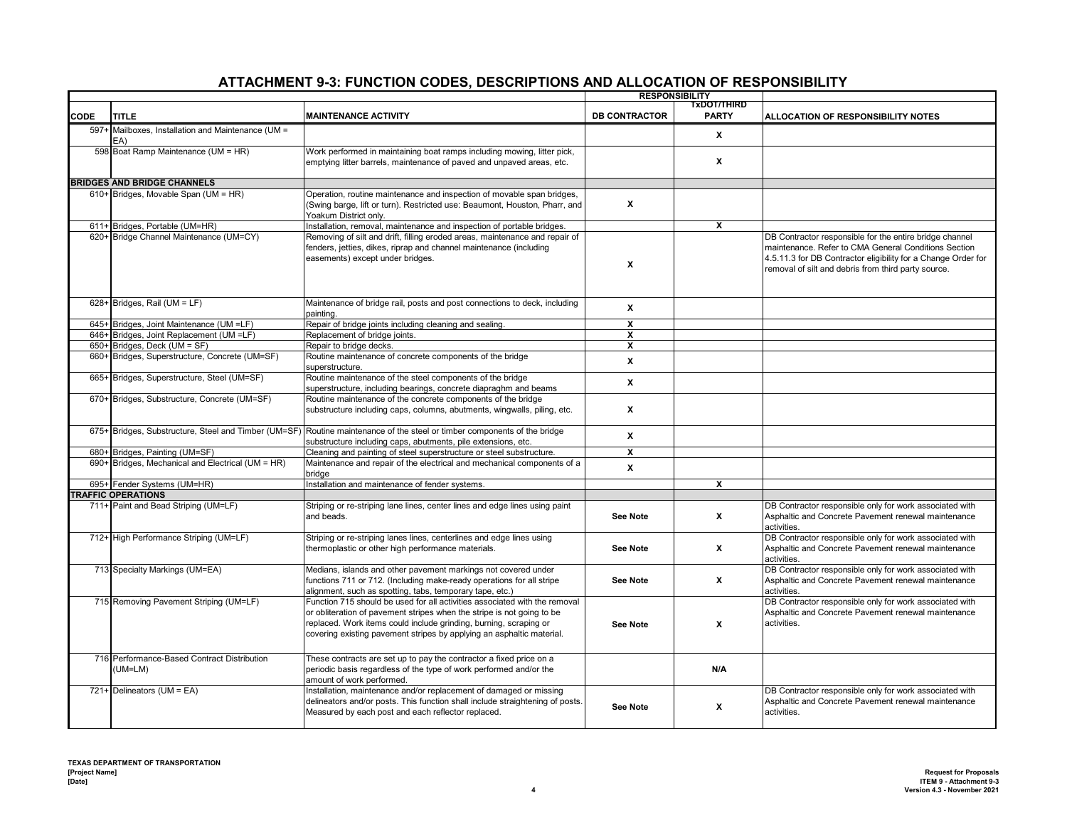# ATTACHMENT 9-3: FUNCTION CODES, DESCRIPTIONS AND ALLOCATION OF RESPONSIBILITY

| CODE | TITLE | MAINTENANCE ACTIVITY | RESPONSIBILITY: DB CONTRACTOR | RESPONSIBILITY: TxDOT/THIRD PARTY | ALLOCATION OF RESPONSIBILITY NOTES |
|---|---|---|---|---|---|
| 597+ | Mailboxes, Installation and Maintenance (UM = EA) | | | X | |
| 598 | Boat Ramp Maintenance (UM = HR) | Work performed in maintaining boat ramps including mowing, litter pick, emptying litter barrels, maintenance of paved and unpaved areas, etc. | | X | |
| **BRIDGES AND BRIDGE CHANNELS** | | | | | |
| 610+ | Bridges, Movable Span (UM = HR) | Operation, routine maintenance and inspection of movable span bridges, (Swing barge, lift or turn). Restricted use: Beaumont, Houston, Pharr, and Yoakum District only. | X | | |
| 611+ | Bridges, Portable (UM=HR) | Installation, removal, maintenance and inspection of portable bridges. | | X | |
| 620+ | Bridge Channel Maintenance (UM=CY) | Removing of silt and drift, filling eroded areas, maintenance and repair of fenders, jetties, dikes, riprap and channel maintenance (including easements) except under bridges. | X | | DB Contractor responsible for the entire bridge channel maintenance. Refer to CMA General Conditions Section 4.5.11.3 for DB Contractor eligibility for a Change Order for removal of silt and debris from third party source. |
| 628+ | Bridges, Rail (UM = LF) | Maintenance of bridge rail, posts and post connections to deck, including painting. | X | | |
| 645+ | Bridges, Joint Maintenance (UM =LF) | Repair of bridge joints including cleaning and sealing. | X | | |
| 646+ | Bridges, Joint Replacement (UM =LF) | Replacement of bridge joints. | X | | |
| 650+ | Bridges, Deck (UM = SF) | Repair to bridge decks. | X | | |
| 660+ | Bridges, Superstructure, Concrete (UM=SF) | Routine maintenance of concrete components of the bridge superstructure. | X | | |
| 665+ | Bridges, Superstructure, Steel (UM=SF) | Routine maintenance of the steel components of the bridge superstructure, including bearings, concrete diapraghm and beams | X | | |
| 670+ | Bridges, Substructure, Concrete (UM=SF) | Routine maintenance of the concrete components of the bridge substructure including caps, columns, abutments, wingwalls, piling, etc. | X | | |
| 675+ | Bridges, Substructure, Steel and Timber (UM=SF) | Routine maintenance of the steel or timber components of the bridge substructure including caps, abutments, pile extensions, etc. | X | | |
| 680+ | Bridges, Painting (UM=SF) | Cleaning and painting of steel superstructure or steel substructure. | X | | |
| 690+ | Bridges, Mechanical and Electrical (UM = HR) | Maintenance and repair of the electrical and mechanical components of a bridge | X | | |
| 695+ | Fender Systems (UM=HR) | Installation and maintenance of fender systems. | | X | |
| **TRAFFIC OPERATIONS** | | | | | |
| 711+ | Paint and Bead Striping (UM=LF) | Striping or re-striping lane lines, center lines and edge lines using paint and beads. | See Note | X | DB Contractor responsible only for work associated with Asphaltic and Concrete Pavement renewal maintenance activities. |
| 712+ | High Performance Striping (UM=LF) | Striping or re-striping lanes lines, centerlines and edge lines using thermoplastic or other high performance materials. | See Note | X | DB Contractor responsible only for work associated with Asphaltic and Concrete Pavement renewal maintenance activities. |
| 713 | Specialty Markings (UM=EA) | Medians, islands and other pavement markings not covered under functions 711 or 712. (Including make-ready operations for all stripe alignment, such as spotting, tabs, temporary tape, etc.) | See Note | X | DB Contractor responsible only for work associated with Asphaltic and Concrete Pavement renewal maintenance activities. |
| 715 | Removing Pavement Striping (UM=LF) | Function 715 should be used for all activities associated with the removal or obliteration of pavement stripes when the stripe is not going to be replaced. Work items could include grinding, burning, scraping or covering existing pavement stripes by applying an asphaltic material. | See Note | X | DB Contractor responsible only for work associated with Asphaltic and Concrete Pavement renewal maintenance activities. |
| 716 | Performance-Based Contract Distribution (UM=LM) | These contracts are set up to pay the contractor a fixed price on a periodic basis regardless of the type of work performed and/or the amount of work performed. | | N/A | |
| 721+ | Delineators (UM = EA) | Installation, maintenance and/or replacement of damaged or missing delineators and/or posts. This function shall include straightening of posts. Measured by each post and each reflector replaced. | See Note | X | DB Contractor responsible only for work associated with Asphaltic and Concrete Pavement renewal maintenance activities. |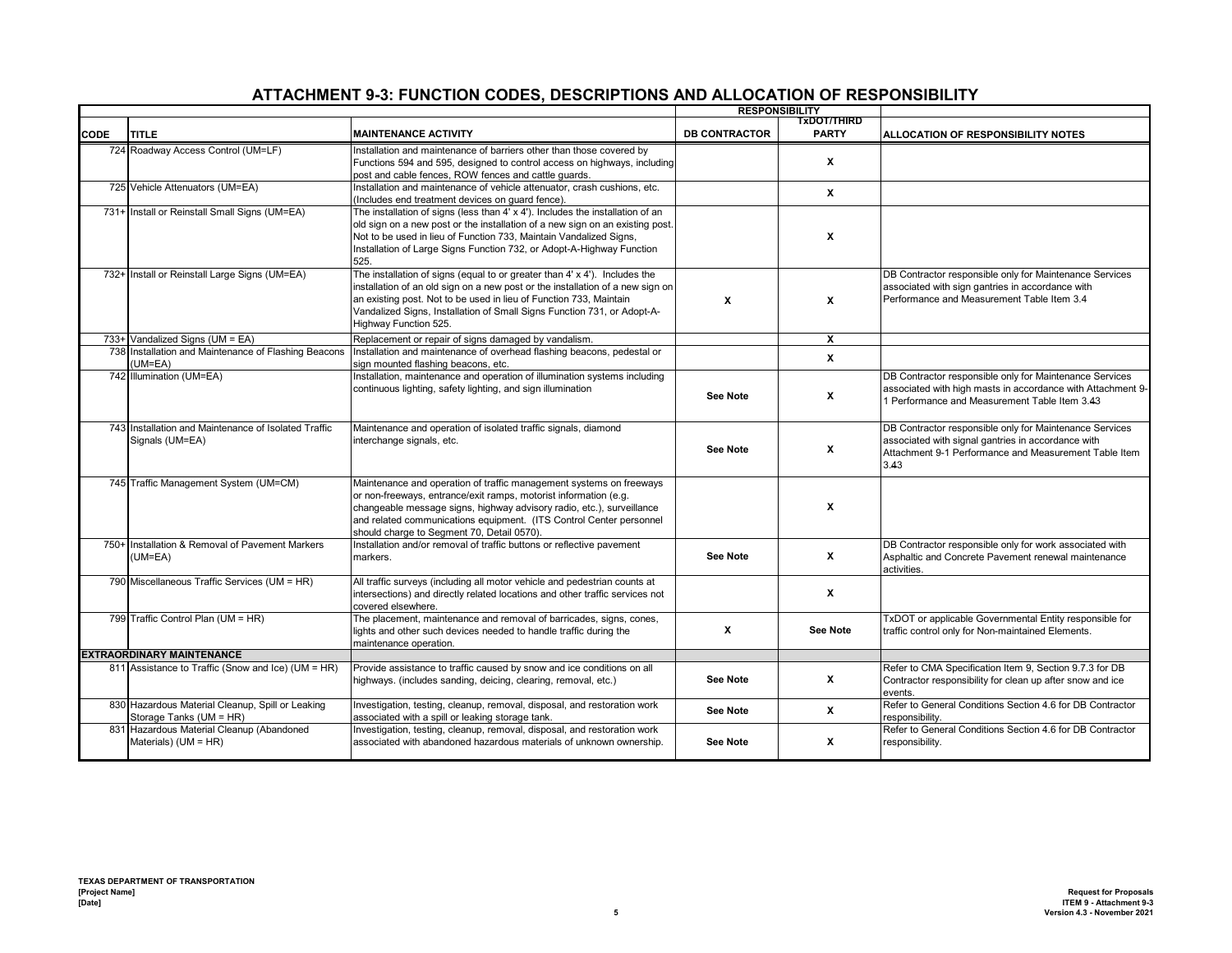# ATTACHMENT 9-3: FUNCTION CODES, DESCRIPTIONS AND ALLOCATION OF RESPONSIBILITY

| | | | RESPONSIBILITY | | |
|---|---|---|---|---|---|
| CODE | TITLE | MAINTENANCE ACTIVITY | DB CONTRACTOR | TxDOT/THIRD PARTY | ALLOCATION OF RESPONSIBILITY NOTES |
| 724 | Roadway Access Control (UM=LF) | Installation and maintenance of barriers other than those covered by Functions 594 and 595, designed to control access on highways, including post and cable fences, ROW fences and cattle guards. | | X | |
| 725 | Vehicle Attenuators (UM=EA) | Installation and maintenance of vehicle attenuator, crash cushions, etc. (Includes end treatment devices on guard fence). | | X | |
| 731+ | Install or Reinstall Small Signs (UM=EA) | The installation of signs (less than 4' x 4'). Includes the installation of an old sign on a new post or the installation of a new sign on an existing post. Not to be used in lieu of Function 733, Maintain Vandalized Signs, Installation of Large Signs Function 732, or Adopt-A-Highway Function 525. | | X | |
| 732+ | Install or Reinstall Large Signs (UM=EA) | The installation of signs (equal to or greater than 4' x 4'). Includes the installation of an old sign on a new post or the installation of a new sign on an existing post. Not to be used in lieu of Function 733, Maintain Vandalized Signs, Installation of Small Signs Function 731, or Adopt-A-Highway Function 525. | X | X | DB Contractor responsible only for Maintenance Services associated with sign gantries in accordance with Performance and Measurement Table Item 3.4 |
| 733+ | Vandalized Signs (UM = EA) | Replacement or repair of signs damaged by vandalism. | | X | |
| 738 | Installation and Maintenance of Flashing Beacons (UM=EA) | Installation and maintenance of overhead flashing beacons, pedestal or sign mounted flashing beacons, etc. | | X | |
| 742 | Illumination (UM=EA) | Installation, maintenance and operation of illumination systems including continuous lighting, safety lighting, and sign illumination | See Note | X | DB Contractor responsible only for Maintenance Services associated with high masts in accordance with Attachment 9-1 Performance and Measurement Table Item 3.43 |
| 743 | Installation and Maintenance of Isolated Traffic Signals (UM=EA) | Maintenance and operation of isolated traffic signals, diamond interchange signals, etc. | See Note | X | DB Contractor responsible only for Maintenance Services associated with signal gantries in accordance with Attachment 9-1 Performance and Measurement Table Item 3.43 |
| 745 | Traffic Management System (UM=CM) | Maintenance and operation of traffic management systems on freeways or non-freeways, entrance/exit ramps, motorist information (e.g. changeable message signs, highway advisory radio, etc.), surveillance and related communications equipment. (ITS Control Center personnel should charge to Segment 70, Detail 0570). | | X | |
| 750+ | Installation & Removal of Pavement Markers (UM=EA) | Installation and/or removal of traffic buttons or reflective pavement markers. | See Note | X | DB Contractor responsible only for work associated with Asphaltic and Concrete Pavement renewal maintenance activities. |
| 790 | Miscellaneous Traffic Services (UM = HR) | All traffic surveys (including all motor vehicle and pedestrian counts at intersections) and directly related locations and other traffic services not covered elsewhere. | | X | |
| 799 | Traffic Control Plan (UM = HR) | The placement, maintenance and removal of barricades, signs, cones, lights and other such devices needed to handle traffic during the maintenance operation. | X | See Note | TxDOT or applicable Governmental Entity responsible for traffic control only for Non-maintained Elements. |
| **EXTRAORDINARY MAINTENANCE** | | | | | |
| 811 | Assistance to Traffic (Snow and Ice) (UM = HR) | Provide assistance to traffic caused by snow and ice conditions on all highways. (includes sanding, deicing, clearing, removal, etc.) | See Note | X | Refer to CMA Specification Item 9, Section 9.7.3 for DB Contractor responsibility for clean up after snow and ice events. |
| 830 | Hazardous Material Cleanup, Spill or Leaking Storage Tanks (UM = HR) | Investigation, testing, cleanup, removal, disposal, and restoration work associated with a spill or leaking storage tank. | See Note | X | Refer to General Conditions Section 4.6 for DB Contractor responsibility. |
| 831 | Hazardous Material Cleanup (Abandoned Materials) (UM = HR) | Investigation, testing, cleanup, removal, disposal, and restoration work associated with abandoned hazardous materials of unknown ownership. | See Note | X | Refer to General Conditions Section 4.6 for DB Contractor responsibility. |